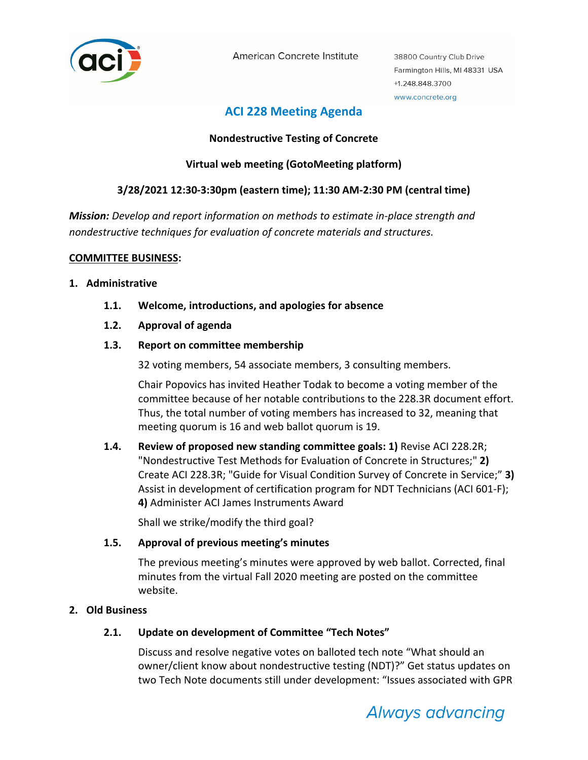American Concrete Institute

38800 Country Club Drive
Farmington Hills, MI 48331 USA
+1.248.848.3700
www.concrete.org

# ACI 228 Meeting Agenda

**Nondestructive Testing of Concrete**

**Virtual web meeting (GotoMeeting platform)**

**3/28/2021 12:30-3:30pm (eastern time); 11:30 AM-2:30 PM (central time)**

***Mission:*** *Develop and report information on methods to estimate in-place strength and nondestructive techniques for evaluation of concrete materials and structures.*

**COMMITTEE BUSINESS:**

## 1. Administrative

### 1.1. Welcome, introductions, and apologies for absence

### 1.2. Approval of agenda

### 1.3. Report on committee membership

32 voting members, 54 associate members, 3 consulting members.

Chair Popovics has invited Heather Todak to become a voting member of the committee because of her notable contributions to the 228.3R document effort. Thus, the total number of voting members has increased to 32, meaning that meeting quorum is 16 and web ballot quorum is 19.

### 1.4. Review of proposed new standing committee goals: 1) Revise ACI 228.2R; "Nondestructive Test Methods for Evaluation of Concrete in Structures;" 2) Create ACI 228.3R; "Guide for Visual Condition Survey of Concrete in Service;" 3) Assist in development of certification program for NDT Technicians (ACI 601-F); 4) Administer ACI James Instruments Award

Shall we strike/modify the third goal?

### 1.5. Approval of previous meeting's minutes

The previous meeting's minutes were approved by web ballot. Corrected, final minutes from the virtual Fall 2020 meeting are posted on the committee website.

## 2. Old Business

### 2.1. Update on development of Committee "Tech Notes"

Discuss and resolve negative votes on balloted tech note "What should an owner/client know about nondestructive testing (NDT)?" Get status updates on two Tech Note documents still under development: "Issues associated with GPR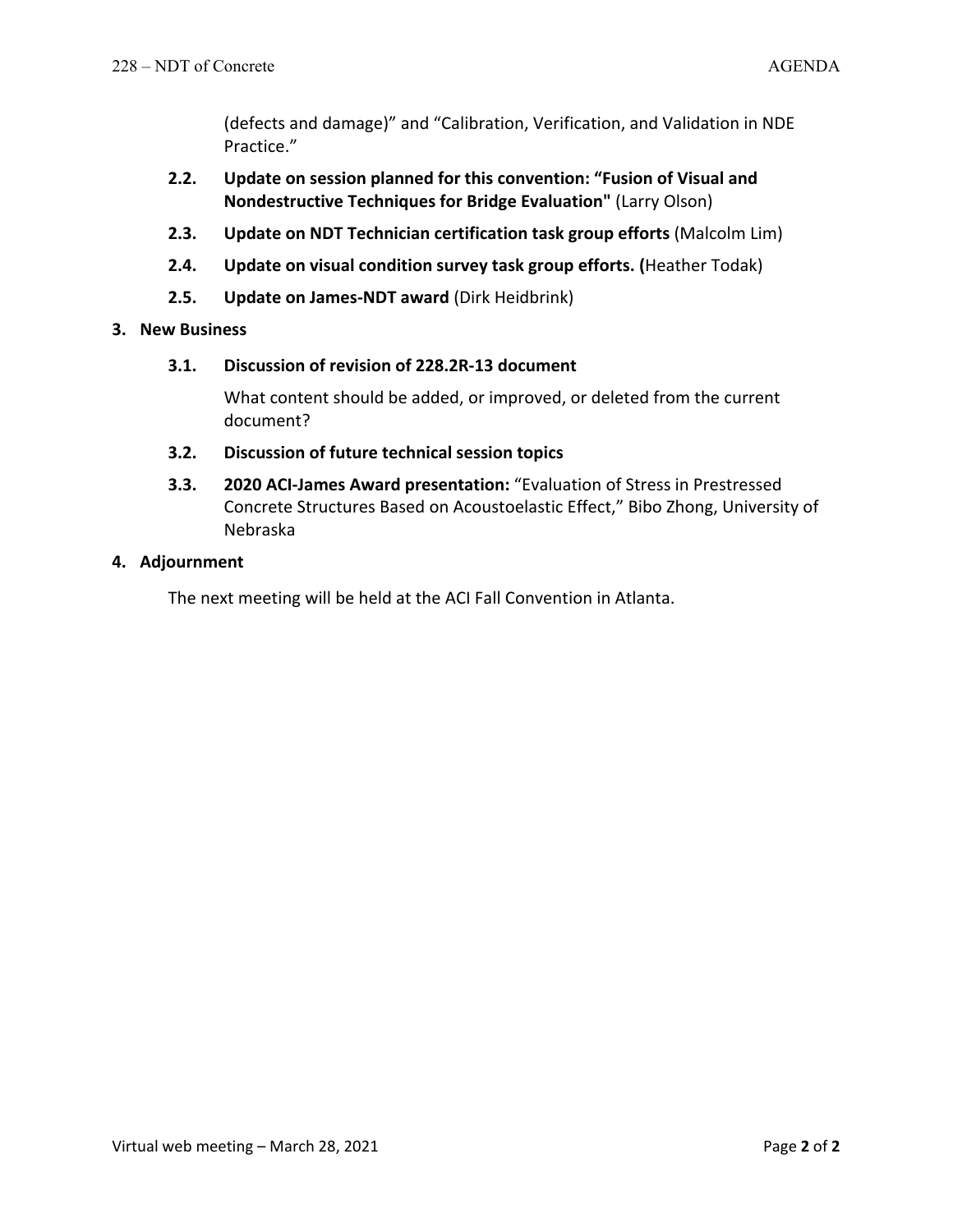(defects and damage)" and "Calibration, Verification, and Validation in NDE Practice."

**2.2. Update on session planned for this convention: "Fusion of Visual and Nondestructive Techniques for Bridge Evaluation"** (Larry Olson)

**2.3. Update on NDT Technician certification task group efforts** (Malcolm Lim)

**2.4. Update on visual condition survey task group efforts. (**Heather Todak)

**2.5. Update on James-NDT award** (Dirk Heidbrink)

**3. New Business**

**3.1. Discussion of revision of 228.2R-13 document**

What content should be added, or improved, or deleted from the current document?

**3.2. Discussion of future technical session topics**

**3.3. 2020 ACI-James Award presentation:** "Evaluation of Stress in Prestressed Concrete Structures Based on Acoustoelastic Effect," Bibo Zhong, University of Nebraska

**4. Adjournment**

The next meeting will be held at the ACI Fall Convention in Atlanta.